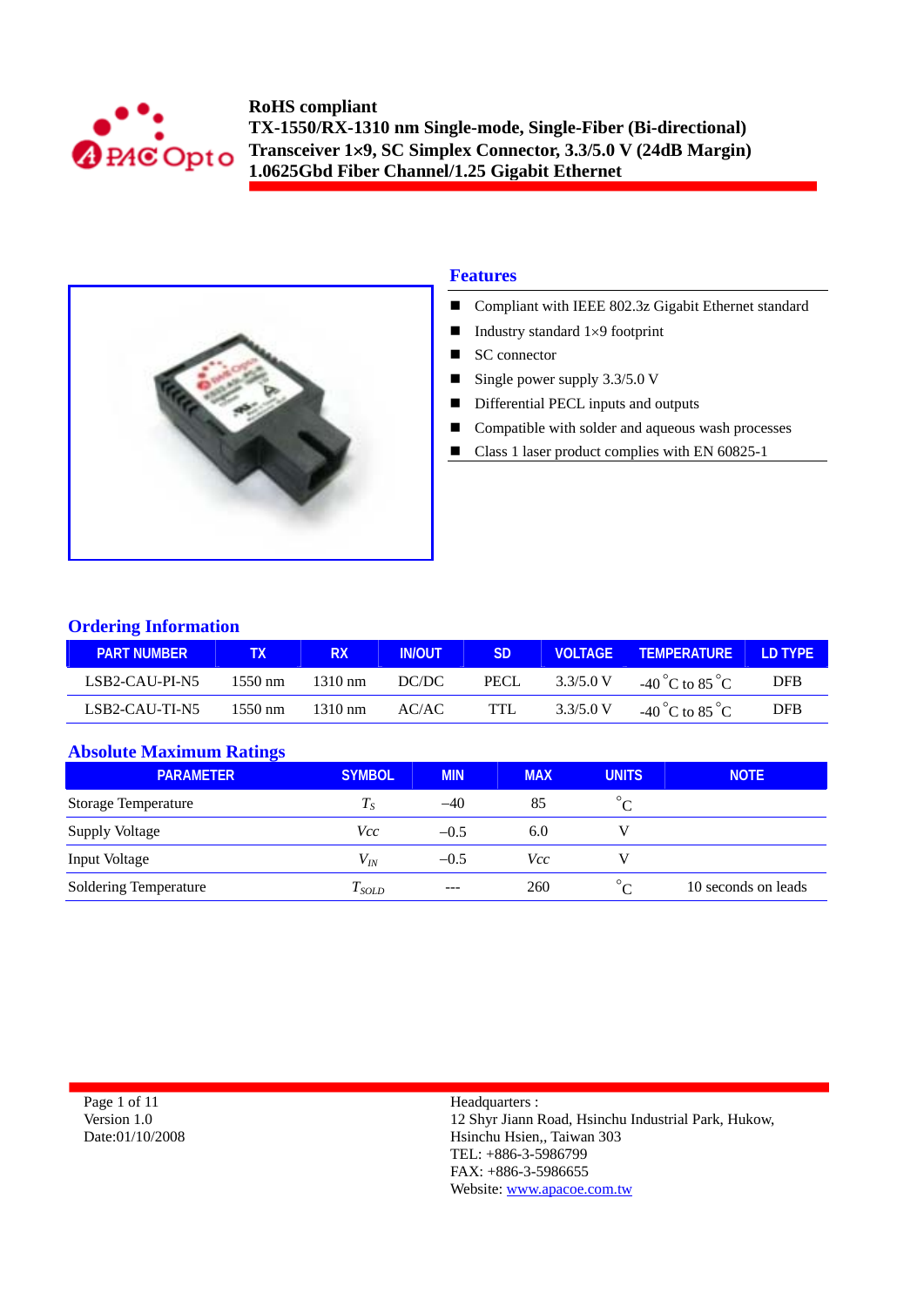# RoHS compliant
# TX-1550/RX-1310 nm Single-mode, Single-Fiber (Bi-directional) Transceiver 1×9, SC Simplex Connector, 3.3/5.0 V (24dB Margin) 1.0625Gbd Fiber Channel/1.25 Gigabit Ethernet

## Features

- Compliant with IEEE 802.3z Gigabit Ethernet standard
- Industry standard 1×9 footprint
- SC connector
- Single power supply 3.3/5.0 V
- Differential PECL inputs and outputs
- Compatible with solder and aqueous wash processes
- Class 1 laser product complies with EN 60825-1

## Ordering Information

| PART NUMBER | TX | RX | IN/OUT | SD | VOLTAGE | TEMPERATURE | LD TYPE |
|---|---|---|---|---|---|---|---|
| LSB2-CAU-PI-N5 | 1550 nm | 1310 nm | DC/DC | PECL | 3.3/5.0 V | -40 °C to 85 °C | DFB |
| LSB2-CAU-TI-N5 | 1550 nm | 1310 nm | AC/AC | TTL | 3.3/5.0 V | -40 °C to 85 °C | DFB |

## Absolute Maximum Ratings

| PARAMETER | SYMBOL | MIN | MAX | UNITS | NOTE |
|---|---|---|---|---|---|
| Storage Temperature | $T_S$ | –40 | 85 | °C | |
| Supply Voltage | $Vcc$ | –0.5 | 6.0 | V | |
| Input Voltage | $V_{IN}$ | –0.5 | $Vcc$ | V | |
| Soldering Temperature | $T_{SOLD}$ | --- | 260 | °C | 10 seconds on leads |

Version 1.0
Date:01/10/2008

Headquarters :
12 Shyr Jiann Road, Hsinchu Industrial Park, Hukow,
Hsinchu Hsien,, Taiwan 303
TEL: +886-3-5986799
FAX: +886-3-5986655
Website: www.apacoe.com.tw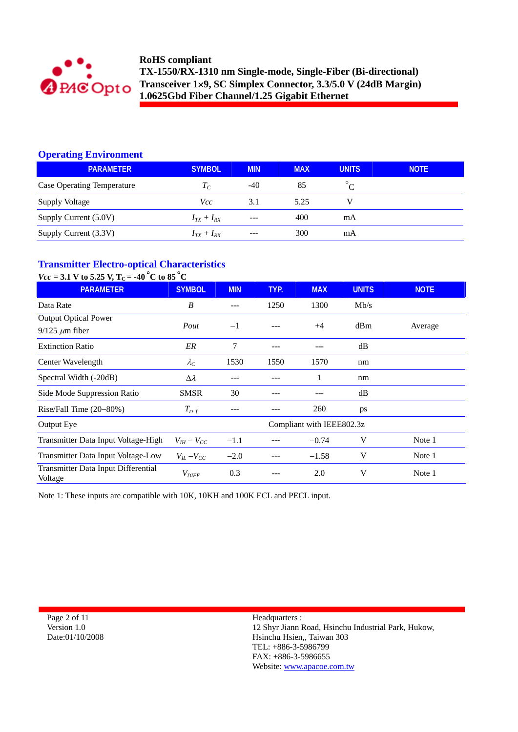## Operating Environment

| PARAMETER | SYMBOL | MIN | MAX | UNITS | NOTE |
|---|---|---|---|---|---|
| Case Operating Temperature | $T_C$ | -40 | 85 | °C | |
| Supply Voltage | $Vcc$ | 3.1 | 5.25 | V | |
| Supply Current (5.0V) | $I_{TX} + I_{RX}$ | --- | 400 | mA | |
| Supply Current (3.3V) | $I_{TX} + I_{RX}$ | --- | 300 | mA | |

## Transmitter Electro-optical Characteristics

**$Vcc$ = 3.1 V to 5.25 V, $T_C$ = -40 °C to 85 °C**

| PARAMETER | SYMBOL | MIN | TYP. | MAX | UNITS | NOTE |
|---|---|---|---|---|---|---|
| Data Rate | $B$ | --- | 1250 | 1300 | Mb/s | |
| Output Optical Power 9/125 $\mu$m fiber | $Pout$ | −1 | --- | +4 | dBm | Average |
| Extinction Ratio | $ER$ | 7 | --- | --- | dB | |
| Center Wavelength | $\lambda_C$ | 1530 | 1550 | 1570 | nm | |
| Spectral Width (-20dB) | $\Delta\lambda$ | --- | --- | 1 | nm | |
| Side Mode Suppression Ratio | SMSR | 30 | --- | --- | dB | |
| Rise/Fall Time (20–80%) | $T_{r,\ f}$ | --- | --- | 260 | ps | |
| Output Eye | | | Compliant with IEEE802.3z | | | |
| Transmitter Data Input Voltage-High | $V_{IH} - V_{CC}$ | −1.1 | --- | −0.74 | V | Note 1 |
| Transmitter Data Input Voltage-Low | $V_{IL} - V_{CC}$ | −2.0 | --- | −1.58 | V | Note 1 |
| Transmitter Data Input Differential Voltage | $V_{DIFF}$ | 0.3 | --- | 2.0 | V | Note 1 |

Note 1: These inputs are compatible with 10K, 10KH and 100K ECL and PECL input.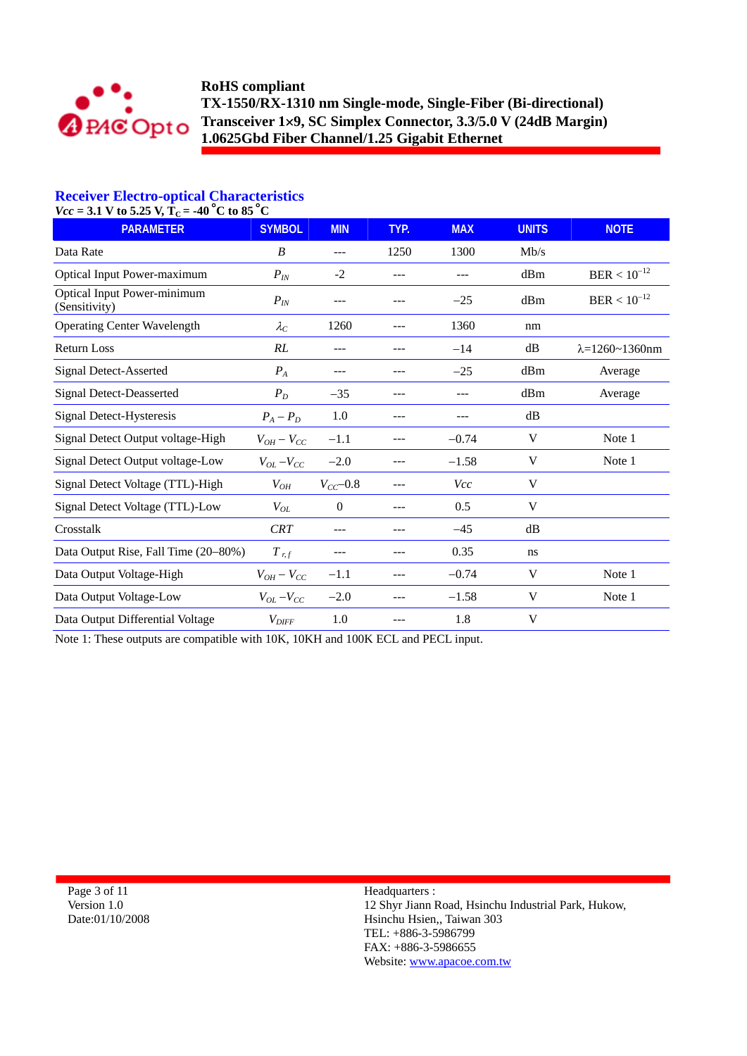## Receiver Electro-optical Characteristics

**$Vcc$ = 3.1 V to 5.25 V, $T_C$ = -40 °C to 85 °C**

| PARAMETER | SYMBOL | MIN | TYP. | MAX | UNITS | NOTE |
|---|---|---|---|---|---|---|
| Data Rate | $B$ | --- | 1250 | 1300 | Mb/s | |
| Optical Input Power-maximum | $P_{IN}$ | -2 | --- | --- | dBm | BER < $10^{-12}$ |
| Optical Input Power-minimum (Sensitivity) | $P_{IN}$ | --- | --- | –25 | dBm | BER < $10^{-12}$ |
| Operating Center Wavelength | $\lambda_C$ | 1260 | --- | 1360 | nm | |
| Return Loss | $RL$ | --- | --- | –14 | dB | λ=1260~1360nm |
| Signal Detect-Asserted | $P_A$ | --- | --- | –25 | dBm | Average |
| Signal Detect-Deasserted | $P_D$ | –35 | --- | --- | dBm | Average |
| Signal Detect-Hysteresis | $P_A - P_D$ | 1.0 | --- | --- | dB | |
| Signal Detect Output voltage-High | $V_{OH} - V_{CC}$ | –1.1 | --- | –0.74 | V | Note 1 |
| Signal Detect Output voltage-Low | $V_{OL} - V_{CC}$ | –2.0 | --- | –1.58 | V | Note 1 |
| Signal Detect Voltage (TTL)-High | $V_{OH}$ | $V_{CC}$–0.8 | --- | $Vcc$ | V | |
| Signal Detect Voltage (TTL)-Low | $V_{OL}$ | 0 | --- | 0.5 | V | |
| Crosstalk | $CRT$ | --- | --- | –45 | dB | |
| Data Output Rise, Fall Time (20–80%) | $T_{r,f}$ | --- | --- | 0.35 | ns | |
| Data Output Voltage-High | $V_{OH} - V_{CC}$ | –1.1 | --- | –0.74 | V | Note 1 |
| Data Output Voltage-Low | $V_{OL} - V_{CC}$ | –2.0 | --- | –1.58 | V | Note 1 |
| Data Output Differential Voltage | $V_{DIFF}$ | 1.0 | --- | 1.8 | V | |

Note 1: These outputs are compatible with 10K, 10KH and 100K ECL and PECL input.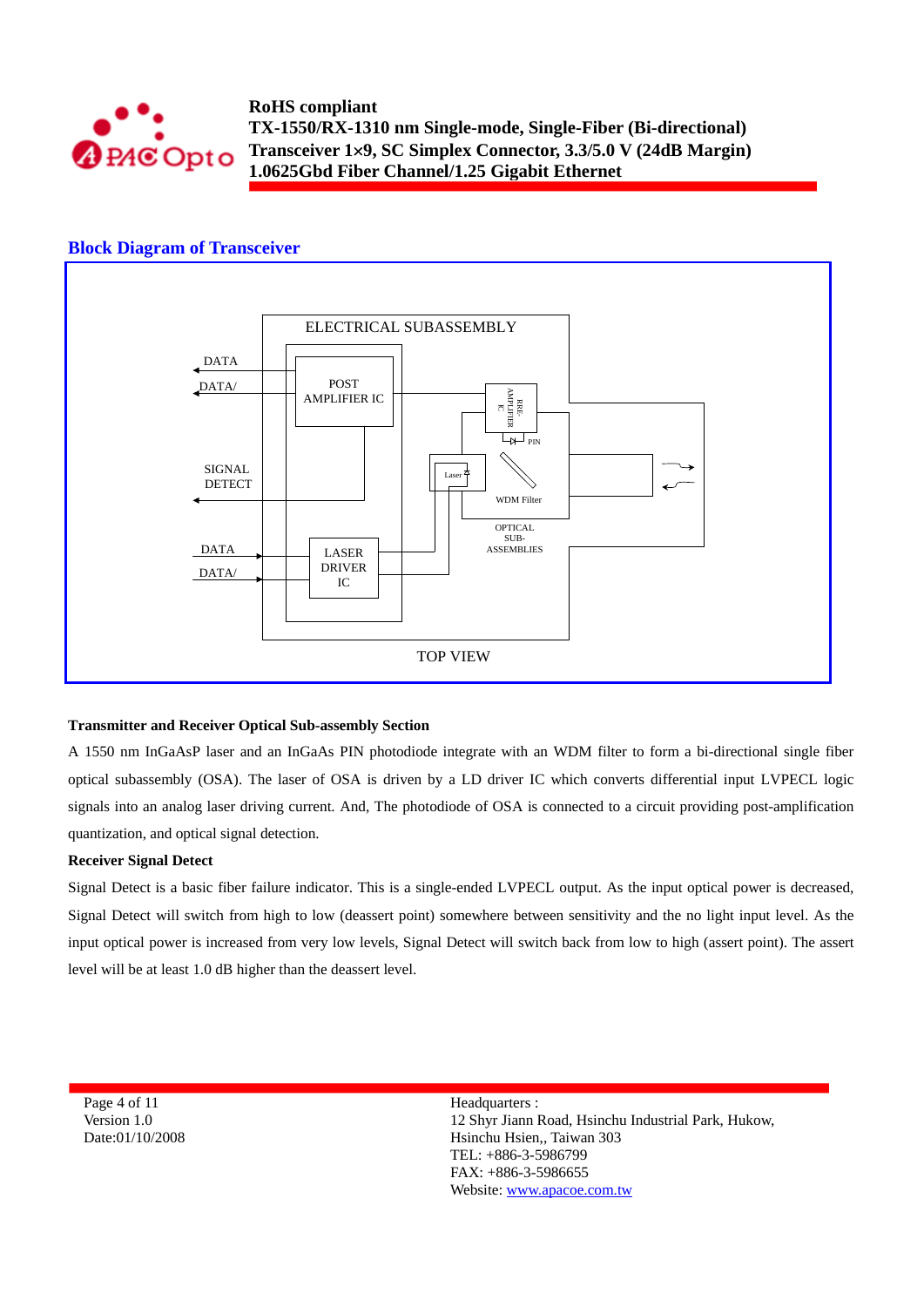## Block Diagram of Transceiver

ELECTRICAL SUBASSEMBLY

DATA

DATA/

POST AMPLIFIER IC

PRE-AMPLIFIER IC

PIN

SIGNAL DETECT

Laser

WDM Filter

OPTICAL SUB-ASSEMBLIES

DATA

DATA/

LASER DRIVER IC

TOP VIEW

**Transmitter and Receiver Optical Sub-assembly Section**

A 1550 nm InGaAsP laser and an InGaAs PIN photodiode integrate with an WDM filter to form a bi-directional single fiber optical subassembly (OSA). The laser of OSA is driven by a LD driver IC which converts differential input LVPECL logic signals into an analog laser driving current. And, The photodiode of OSA is connected to a circuit providing post-amplification quantization, and optical signal detection.

**Receiver Signal Detect**

Signal Detect is a basic fiber failure indicator. This is a single-ended LVPECL output. As the input optical power is decreased, Signal Detect will switch from high to low (deassert point) somewhere between sensitivity and the no light input level. As the input optical power is increased from very low levels, Signal Detect will switch back from low to high (assert point). The assert level will be at least 1.0 dB higher than the deassert level.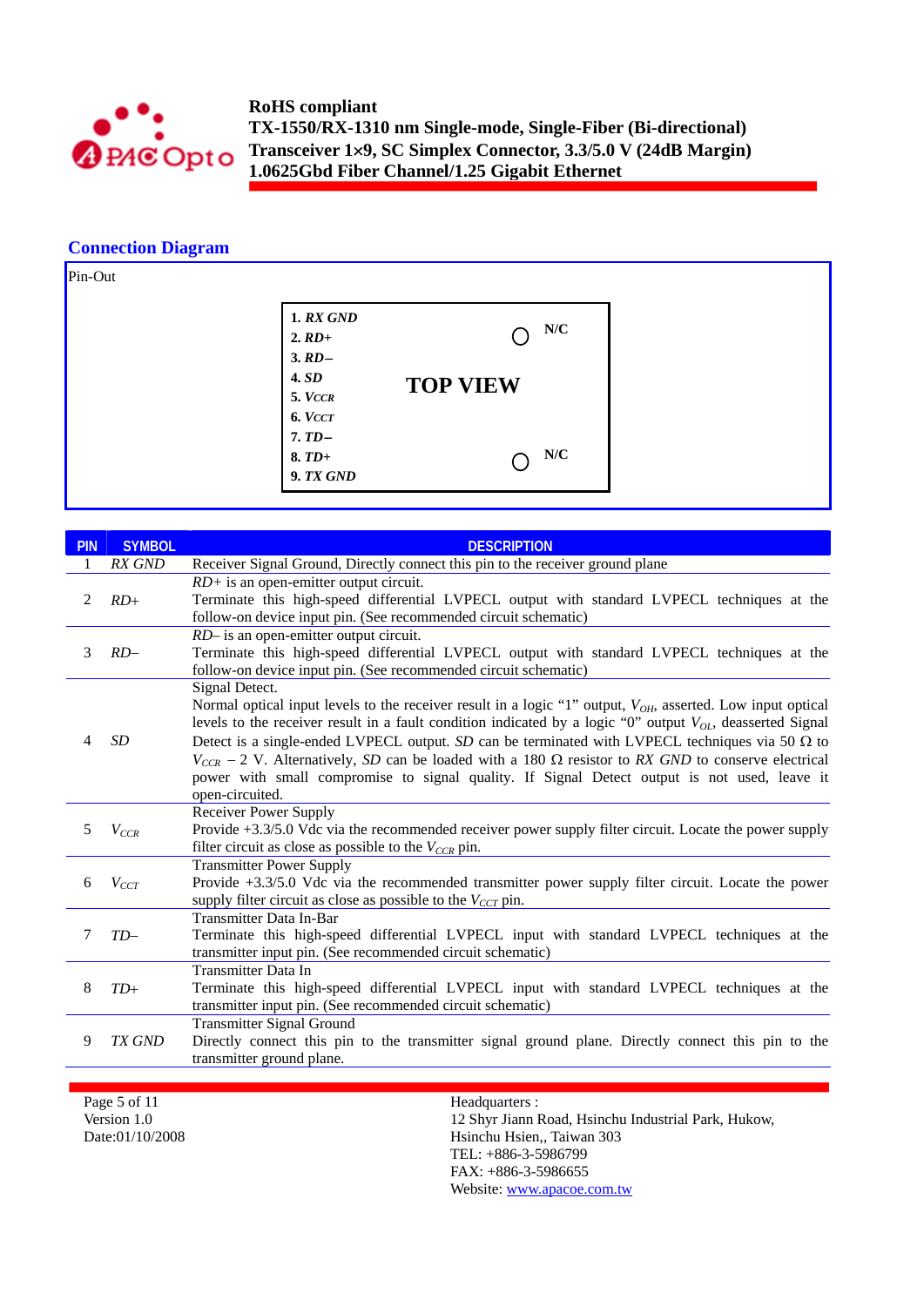## Connection Diagram

Pin-Out

**1. *RX GND***
**2. *RD+***
**3. *RD–***
**4. *SD***
**5. *$V_{CCR}$***
**6. *$V_{CCT}$***
**7. *TD–***
**8. *TD+***
**9. *TX GND***

**TOP VIEW**

**N/C**

**N/C**

| PIN | SYMBOL | DESCRIPTION |
|---|---|---|
| 1 | *RX GND* | Receiver Signal Ground, Directly connect this pin to the receiver ground plane |
| 2 | *RD+* | *RD+* is an open-emitter output circuit. Terminate this high-speed differential LVPECL output with standard LVPECL techniques at the follow-on device input pin. (See recommended circuit schematic) |
| 3 | *RD–* | *RD–* is an open-emitter output circuit. Terminate this high-speed differential LVPECL output with standard LVPECL techniques at the follow-on device input pin. (See recommended circuit schematic) |
| 4 | *SD* | Signal Detect. Normal optical input levels to the receiver result in a logic “1” output, $V_{OH}$, asserted. Low input optical levels to the receiver result in a fault condition indicated by a logic “0” output $V_{OL}$, deasserted Signal Detect is a single-ended LVPECL output. *SD* can be terminated with LVPECL techniques via 50 Ω to $V_{CCR}$ − 2 V. Alternatively, *SD* can be loaded with a 180 Ω resistor to *RX GND* to conserve electrical power with small compromise to signal quality. If Signal Detect output is not used, leave it open-circuited. |
| 5 | $V_{CCR}$ | Receiver Power Supply. Provide +3.3/5.0 Vdc via the recommended receiver power supply filter circuit. Locate the power supply filter circuit as close as possible to the $V_{CCR}$ pin. |
| 6 | $V_{CCT}$ | Transmitter Power Supply. Provide +3.3/5.0 Vdc via the recommended transmitter power supply filter circuit. Locate the power supply filter circuit as close as possible to the $V_{CCT}$ pin. |
| 7 | *TD–* | Transmitter Data In-Bar. Terminate this high-speed differential LVPECL input with standard LVPECL techniques at the transmitter input pin. (See recommended circuit schematic) |
| 8 | *TD+* | Transmitter Data In. Terminate this high-speed differential LVPECL input with standard LVPECL techniques at the transmitter input pin. (See recommended circuit schematic) |
| 9 | *TX GND* | Transmitter Signal Ground. Directly connect this pin to the transmitter signal ground plane. Directly connect this pin to the transmitter ground plane. |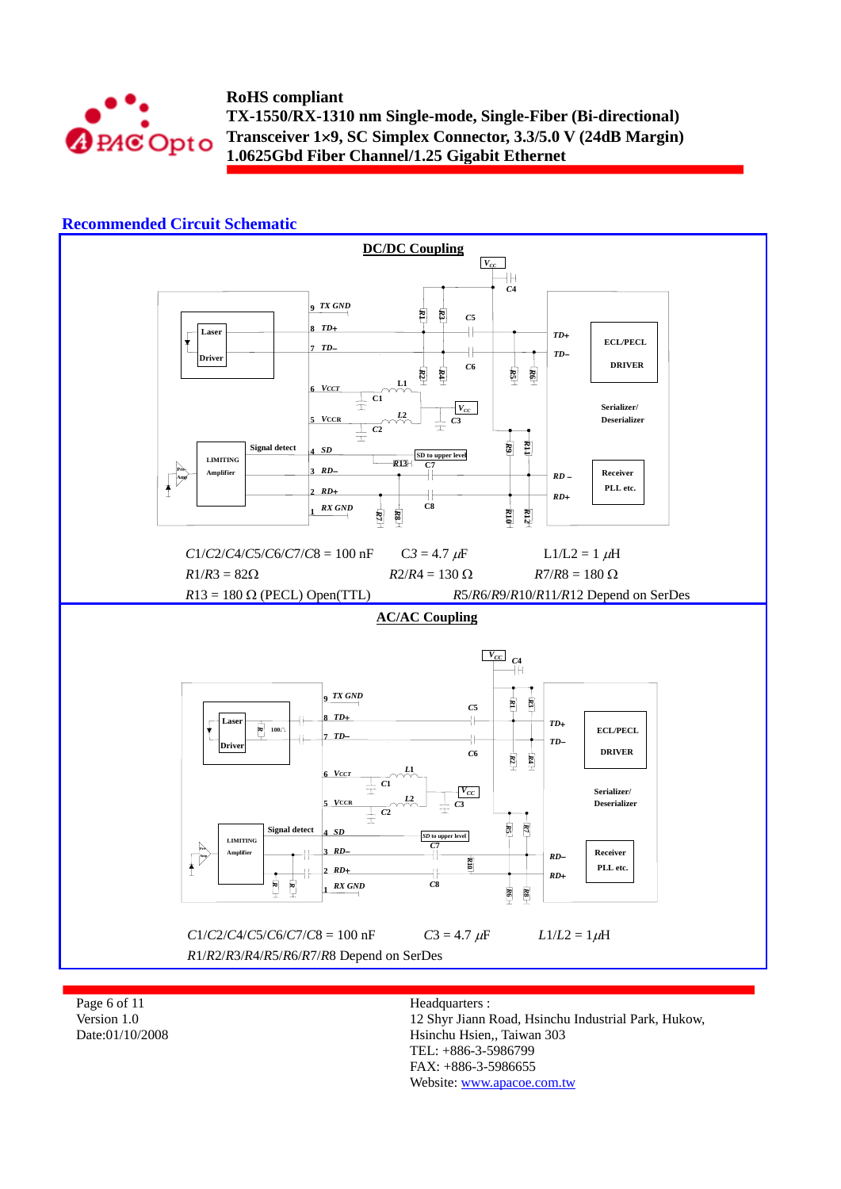## Recommended Circuit Schematic

### DC/DC Coupling

$C1/C2/C4/C5/C6/C7/C8$ = 100 nF  $C3$ = 4.7 $\mu$F  L1/L2 = 1 $\mu$H

$R1/R3$ = 82Ω  $R2/R4$ = 130 Ω  $R7/R8$ = 180 Ω

$R13$ = 180 Ω (PECL) Open(TTL)  $R5/R6/R9/R10/R11/R12$ Depend on SerDes

### AC/AC Coupling

$C1/C2/C4/C5/C6/C7/C8$ = 100 nF  $C3$ = 4.7 $\mu$F  $L1/L2$ = 1$\mu$H

$R1/R2/R3/R4/R5/R6/R7/R8$ Depend on SerDes

Headquarters :
12 Shyr Jiann Road, Hsinchu Industrial Park, Hukow,
Hsinchu Hsien,, Taiwan 303
TEL: +886-3-5986799
FAX: +886-3-5986655
Website: www.apacoe.com.tw

Version 1.0
Date:01/10/2008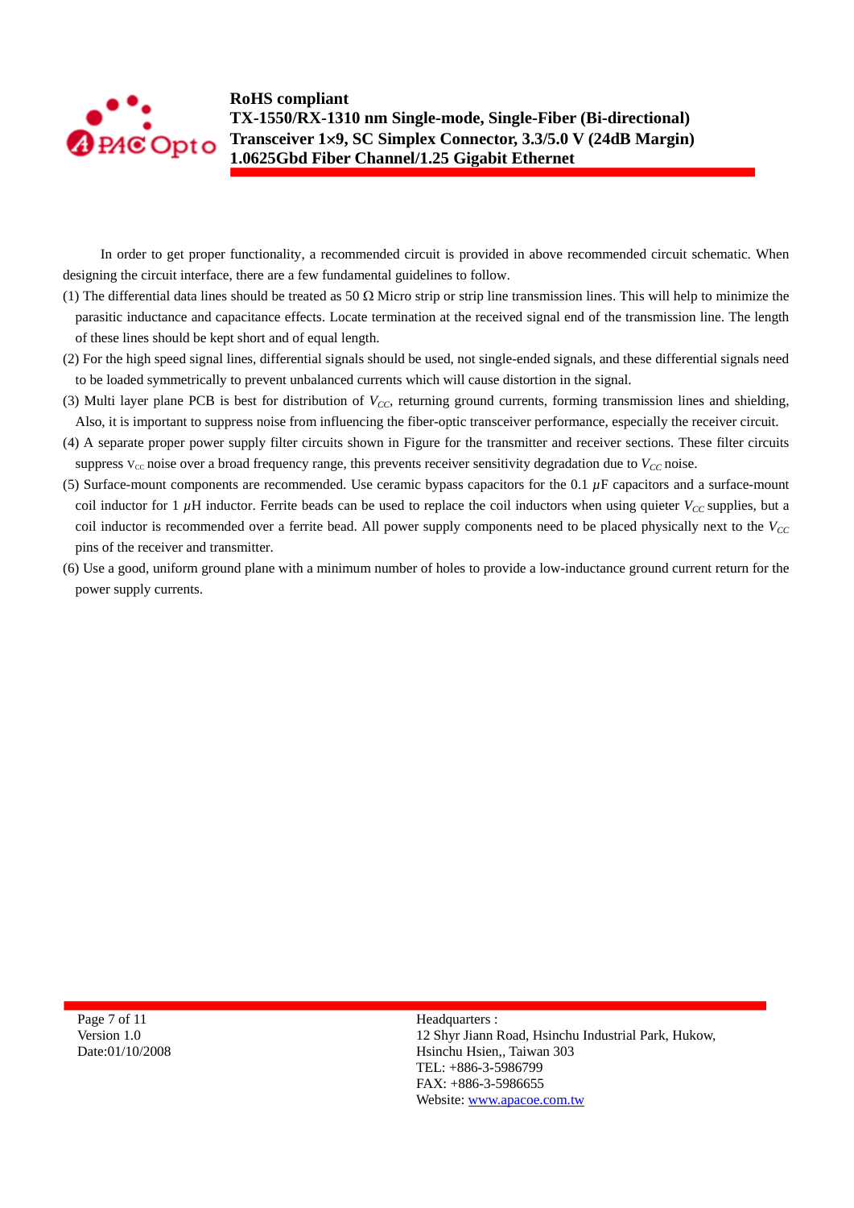In order to get proper functionality, a recommended circuit is provided in above recommended circuit schematic. When designing the circuit interface, there are a few fundamental guidelines to follow.

(1) The differential data lines should be treated as 50 Ω Micro strip or strip line transmission lines. This will help to minimize the parasitic inductance and capacitance effects. Locate termination at the received signal end of the transmission line. The length of these lines should be kept short and of equal length.

(2) For the high speed signal lines, differential signals should be used, not single-ended signals, and these differential signals need to be loaded symmetrically to prevent unbalanced currents which will cause distortion in the signal.

(3) Multi layer plane PCB is best for distribution of $V_{CC}$, returning ground currents, forming transmission lines and shielding, Also, it is important to suppress noise from influencing the fiber-optic transceiver performance, especially the receiver circuit.

(4) A separate proper power supply filter circuits shown in Figure for the transmitter and receiver sections. These filter circuits suppress $V_{cc}$ noise over a broad frequency range, this prevents receiver sensitivity degradation due to $V_{CC}$ noise.

(5) Surface-mount components are recommended. Use ceramic bypass capacitors for the 0.1 $\mu$F capacitors and a surface-mount coil inductor for 1 $\mu$H inductor. Ferrite beads can be used to replace the coil inductors when using quieter $V_{CC}$ supplies, but a coil inductor is recommended over a ferrite bead. All power supply components need to be placed physically next to the $V_{CC}$ pins of the receiver and transmitter.

(6) Use a good, uniform ground plane with a minimum number of holes to provide a low-inductance ground current return for the power supply currents.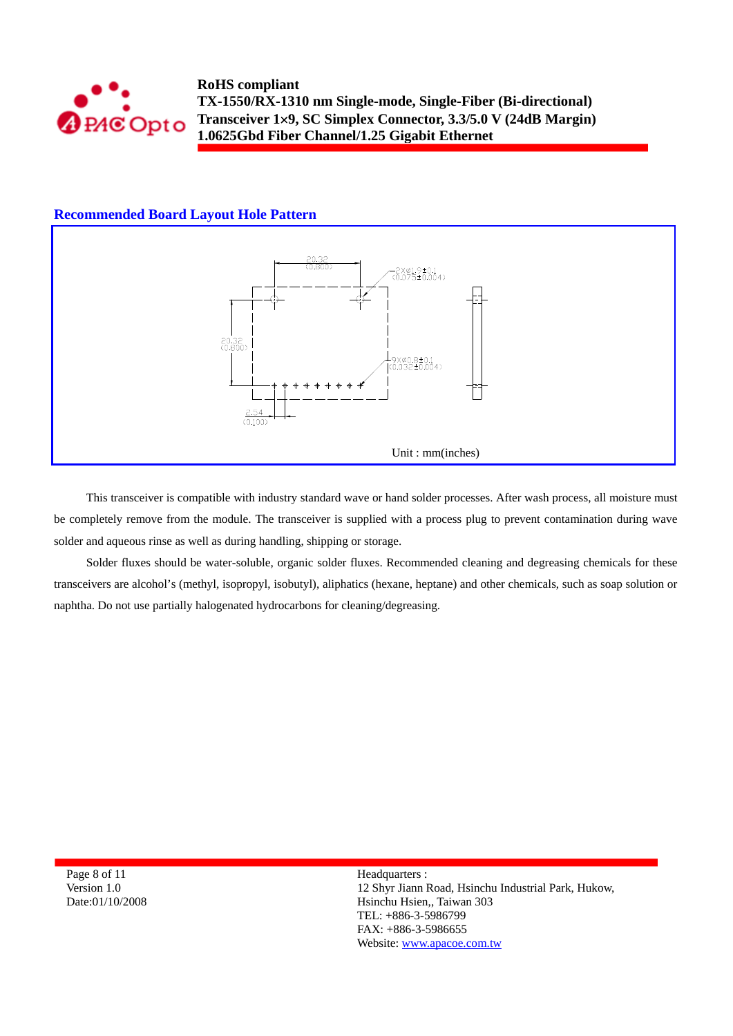## Recommended Board Layout Hole Pattern

20.32 (0.800)

2Xø1.9±0.1 (0.075±0.004)

20.32 (0.800)

9Xø0.8±0.1 (0.032±0.004)

2.54 (0.100)

Unit : mm(inches)

This transceiver is compatible with industry standard wave or hand solder processes. After wash process, all moisture must be completely remove from the module. The transceiver is supplied with a process plug to prevent contamination during wave solder and aqueous rinse as well as during handling, shipping or storage.

Solder fluxes should be water-soluble, organic solder fluxes. Recommended cleaning and degreasing chemicals for these transceivers are alcohol's (methyl, isopropyl, isobutyl), aliphatics (hexane, heptane) and other chemicals, such as soap solution or naphtha. Do not use partially halogenated hydrocarbons for cleaning/degreasing.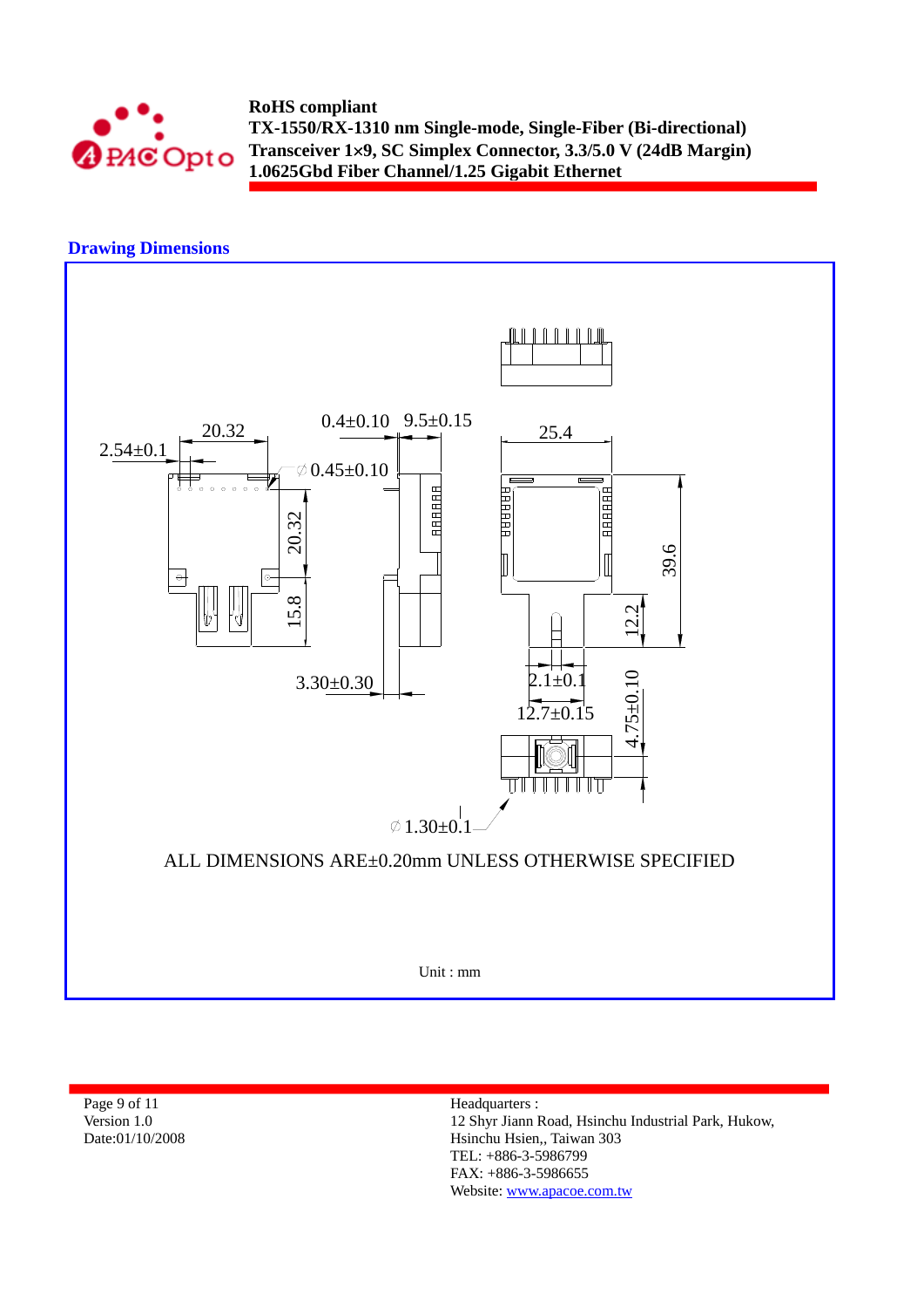## Drawing Dimensions

ALL DIMENSIONS ARE±0.20mm UNLESS OTHERWISE SPECIFIED

Unit : mm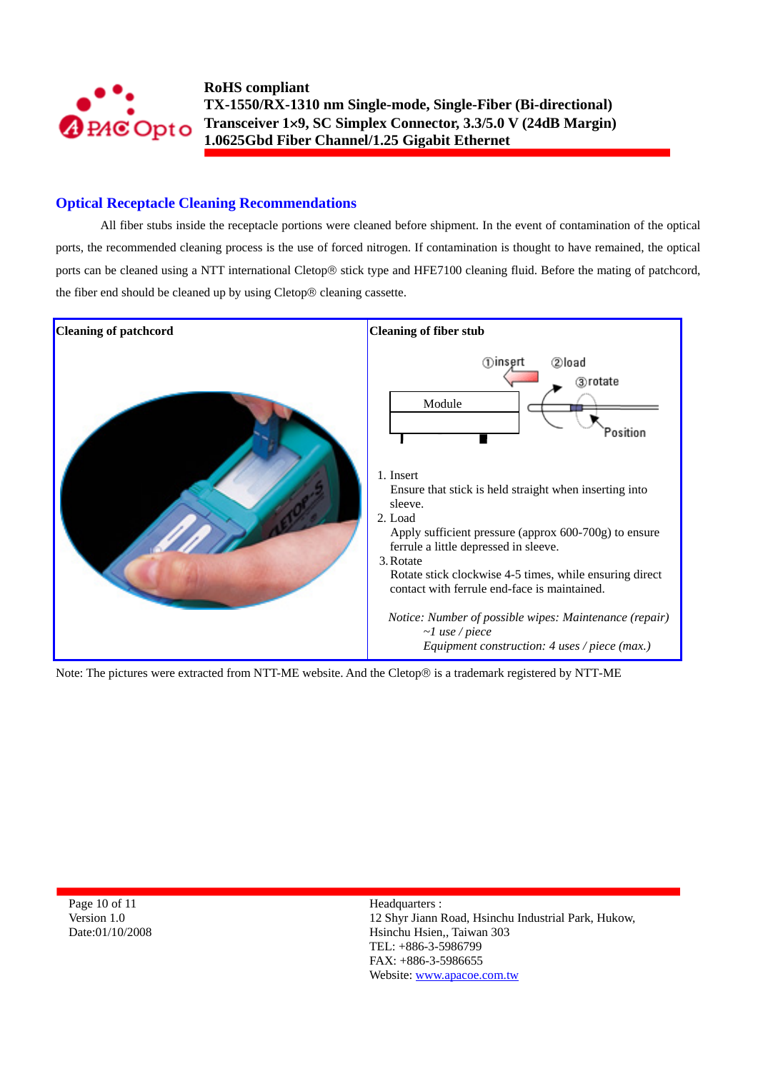## Optical Receptacle Cleaning Recommendations

All fiber stubs inside the receptacle portions were cleaned before shipment. In the event of contamination of the optical ports, the recommended cleaning process is the use of forced nitrogen. If contamination is thought to have remained, the optical ports can be cleaned using a NTT international Cletop® stick type and HFE7100 cleaning fluid. Before the mating of patchcord, the fiber end should be cleaned up by using Cletop® cleaning cassette.

| Cleaning of patchcord | Cleaning of fiber stub |
|---|---|
| | ①insert ②load ③rotate Module Position<br><br>1. Insert<br>Ensure that stick is held straight when inserting into sleeve.<br>2. Load<br>Apply sufficient pressure (approx 600-700g) to ensure ferrule a little depressed in sleeve.<br>3. Rotate<br>Rotate stick clockwise 4-5 times, while ensuring direct contact with ferrule end-face is maintained.<br><br>*Notice: Number of possible wipes: Maintenance (repair) ~1 use / piece*<br>*Equipment construction: 4 uses / piece (max.)* |

Note: The pictures were extracted from NTT-ME website. And the Cletop® is a trademark registered by NTT-ME

Version 1.0
Date:01/10/2008

Headquarters :
12 Shyr Jiann Road, Hsinchu Industrial Park, Hukow, Hsinchu Hsien,, Taiwan 303
TEL: +886-3-5986799
FAX: +886-3-5986655
Website: www.apacoe.com.tw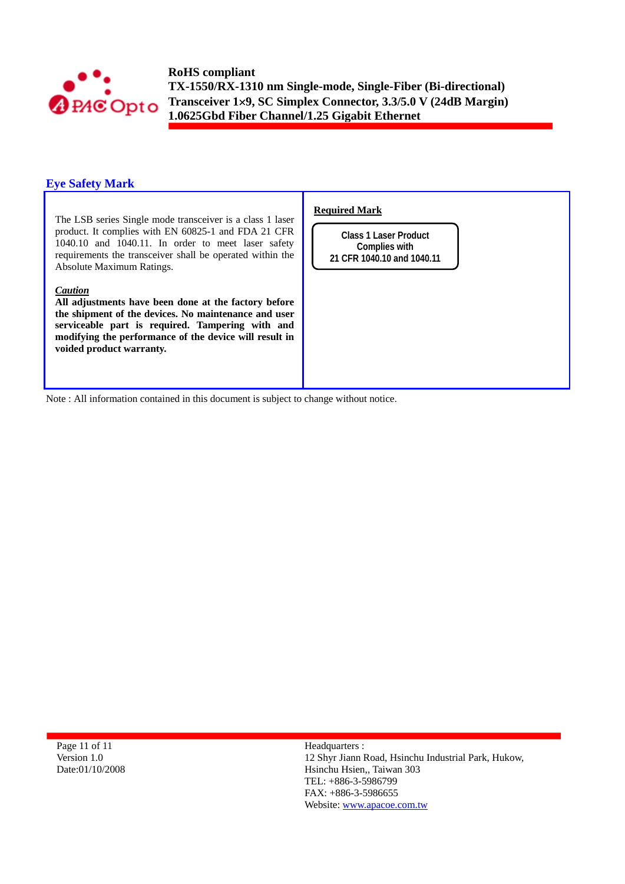## Eye Safety Mark

| | |
|---|---|
| The LSB series Single mode transceiver is a class 1 laser product. It complies with EN 60825-1 and FDA 21 CFR 1040.10 and 1040.11. In order to meet laser safety requirements the transceiver shall be operated within the Absolute Maximum Ratings.<br><br>***Caution***<br>**All adjustments have been done at the factory before the shipment of the devices. No maintenance and user serviceable part is required. Tampering with and modifying the performance of the device will result in voided product warranty.** | **Required Mark**<br><br>**Class 1 Laser Product**<br>**Complies with**<br>**21 CFR 1040.10 and 1040.11** |

Note : All information contained in this document is subject to change without notice.

Version 1.0
Date:01/10/2008

Headquarters :
12 Shyr Jiann Road, Hsinchu Industrial Park, Hukow,
Hsinchu Hsien,, Taiwan 303
TEL: +886-3-5986799
FAX: +886-3-5986655
Website: www.apacoe.com.tw